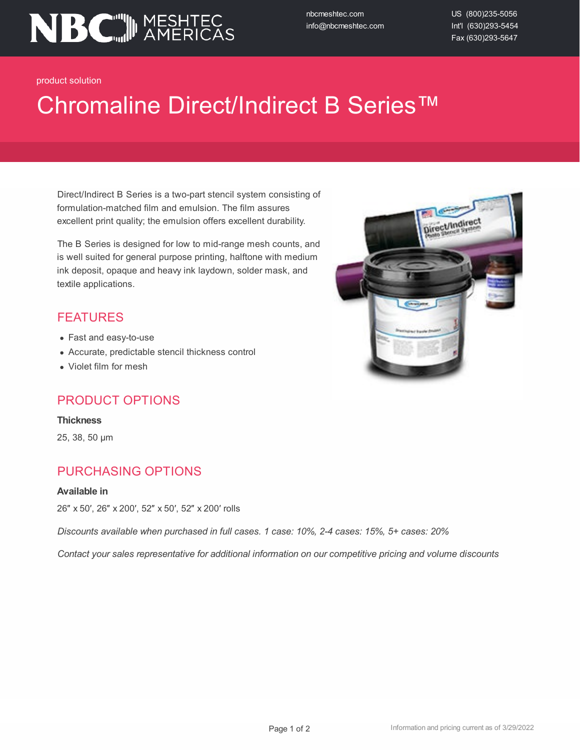NBC MESHTEC AMERICAS

nbcmeshtec.com
info@nbcmeshtec.com

US (800)235-5056
Int'l (630)293-5454
Fax (630)293-5647

product solution

# Chromaline Direct/Indirect B Series™

Direct/Indirect B Series is a two-part stencil system consisting of formulation-matched film and emulsion. The film assures excellent print quality; the emulsion offers excellent durability.

The B Series is designed for low to mid-range mesh counts, and is well suited for general purpose printing, halftone with medium ink deposit, opaque and heavy ink laydown, solder mask, and textile applications.

## FEATURES

- Fast and easy-to-use
- Accurate, predictable stencil thickness control
- Violet film for mesh

## PRODUCT OPTIONS

**Thickness**

25, 38, 50 µm

## PURCHASING OPTIONS

**Available in**

26″ x 50′, 26″ x 200′, 52″ x 50′, 52″ x 200′ rolls

*Discounts available when purchased in full cases. 1 case: 10%, 2-4 cases: 15%, 5+ cases: 20%*

*Contact your sales representative for additional information on our competitive pricing and volume discounts*

Information and pricing current as of 3/29/2022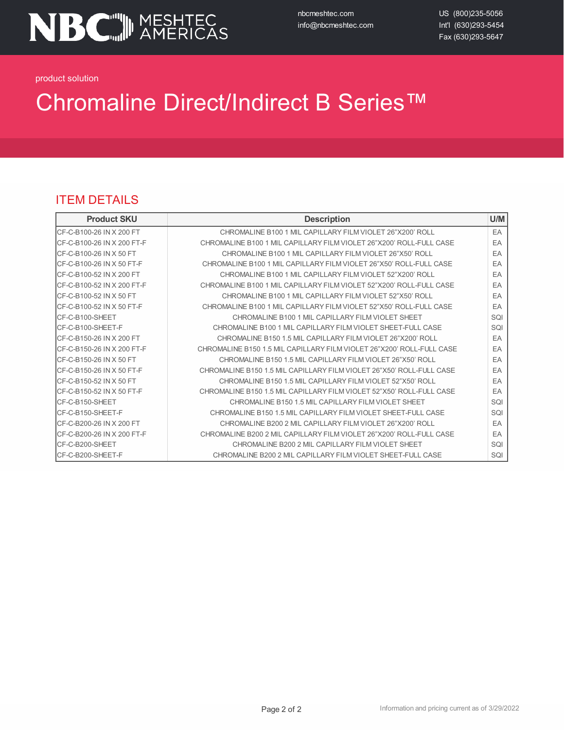NBC MESHTEC AMERICAS

nbcmeshtec.com
info@nbcmeshtec.com

US (800)235-5056
Int'l (630)293-5454
Fax (630)293-5647

product solution

# Chromaline Direct/Indirect B Series™

## ITEM DETAILS

| Product SKU | Description | U/M |
|---|---|---|
| CF-C-B100-26 IN X 200 FT | CHROMALINE B100 1 MIL CAPILLARY FILM VIOLET 26"X200' ROLL | EA |
| CF-C-B100-26 IN X 200 FT-F | CHROMALINE B100 1 MIL CAPILLARY FILM VIOLET 26"X200' ROLL-FULL CASE | EA |
| CF-C-B100-26 IN X 50 FT | CHROMALINE B100 1 MIL CAPILLARY FILM VIOLET 26"X50' ROLL | EA |
| CF-C-B100-26 IN X 50 FT-F | CHROMALINE B100 1 MIL CAPILLARY FILM VIOLET 26"X50' ROLL-FULL CASE | EA |
| CF-C-B100-52 IN X 200 FT | CHROMALINE B100 1 MIL CAPILLARY FILM VIOLET 52"X200' ROLL | EA |
| CF-C-B100-52 IN X 200 FT-F | CHROMALINE B100 1 MIL CAPILLARY FILM VIOLET 52"X200' ROLL-FULL CASE | EA |
| CF-C-B100-52 IN X 50 FT | CHROMALINE B100 1 MIL CAPILLARY FILM VIOLET 52"X50' ROLL | EA |
| CF-C-B100-52 IN X 50 FT-F | CHROMALINE B100 1 MIL CAPILLARY FILM VIOLET 52"X50' ROLL-FULL CASE | EA |
| CF-C-B100-SHEET | CHROMALINE B100 1 MIL CAPILLARY FILM VIOLET SHEET | SQI |
| CF-C-B100-SHEET-F | CHROMALINE B100 1 MIL CAPILLARY FILM VIOLET SHEET-FULL CASE | SQI |
| CF-C-B150-26 IN X 200 FT | CHROMALINE B150 1.5 MIL CAPILLARY FILM VIOLET 26"X200' ROLL | EA |
| CF-C-B150-26 IN X 200 FT-F | CHROMALINE B150 1.5 MIL CAPILLARY FILM VIOLET 26"X200' ROLL-FULL CASE | EA |
| CF-C-B150-26 IN X 50 FT | CHROMALINE B150 1.5 MIL CAPILLARY FILM VIOLET 26"X50' ROLL | EA |
| CF-C-B150-26 IN X 50 FT-F | CHROMALINE B150 1.5 MIL CAPILLARY FILM VIOLET 26"X50' ROLL-FULL CASE | EA |
| CF-C-B150-52 IN X 50 FT | CHROMALINE B150 1.5 MIL CAPILLARY FILM VIOLET 52"X50' ROLL | EA |
| CF-C-B150-52 IN X 50 FT-F | CHROMALINE B150 1.5 MIL CAPILLARY FILM VIOLET 52"X50' ROLL-FULL CASE | EA |
| CF-C-B150-SHEET | CHROMALINE B150 1.5 MIL CAPILLARY FILM VIOLET SHEET | SQI |
| CF-C-B150-SHEET-F | CHROMALINE B150 1.5 MIL CAPILLARY FILM VIOLET SHEET-FULL CASE | SQI |
| CF-C-B200-26 IN X 200 FT | CHROMALINE B200 2 MIL CAPILLARY FILM VIOLET 26"X200' ROLL | EA |
| CF-C-B200-26 IN X 200 FT-F | CHROMALINE B200 2 MIL CAPILLARY FILM VIOLET 26"X200' ROLL-FULL CASE | EA |
| CF-C-B200-SHEET | CHROMALINE B200 2 MIL CAPILLARY FILM VIOLET SHEET | SQI |
| CF-C-B200-SHEET-F | CHROMALINE B200 2 MIL CAPILLARY FILM VIOLET SHEET-FULL CASE | SQI |

Information and pricing current as of 3/29/2022